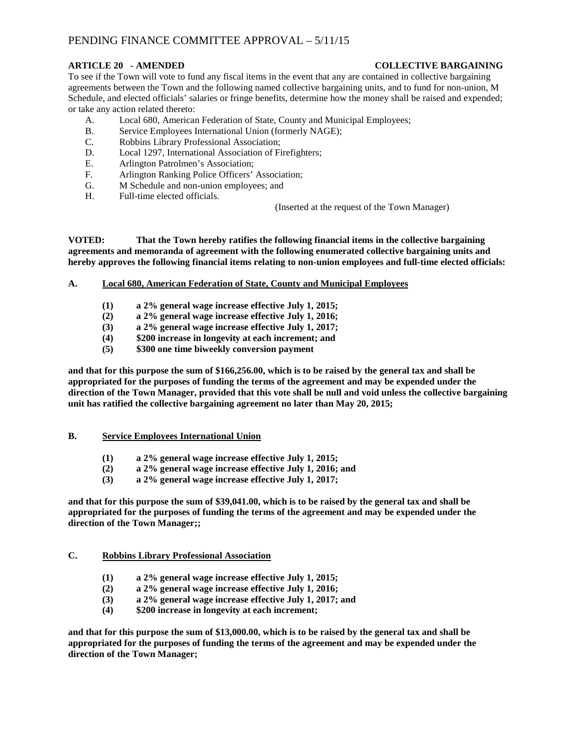PENDING FINANCE COMMITTEE APPROVAL – 5/11/15

**ARTICLE 20 - AMENDED** **COLLECTIVE BARGAINING**

To see if the Town will vote to fund any fiscal items in the event that any are contained in collective bargaining agreements between the Town and the following named collective bargaining units, and to fund for non-union, M Schedule, and elected officials' salaries or fringe benefits, determine how the money shall be raised and expended; or take any action related thereto:

A. Local 680, American Federation of State, County and Municipal Employees;
B. Service Employees International Union (formerly NAGE);
C. Robbins Library Professional Association;
D. Local 1297, International Association of Firefighters;
E. Arlington Patrolmen's Association;
F. Arlington Ranking Police Officers' Association;
G. M Schedule and non-union employees; and
H. Full-time elected officials.

(Inserted at the request of the Town Manager)

**VOTED: That the Town hereby ratifies the following financial items in the collective bargaining agreements and memoranda of agreement with the following enumerated collective bargaining units and hereby approves the following financial items relating to non-union employees and full-time elected officials:**

**A. <u>Local 680, American Federation of State, County and Municipal Employees</u>**

**(1) a 2% general wage increase effective July 1, 2015;**
**(2) a 2% general wage increase effective July 1, 2016;**
**(3) a 2% general wage increase effective July 1, 2017;**
**(4) $200 increase in longevity at each increment; and**
**(5) $300 one time biweekly conversion payment**

**and that for this purpose the sum of $166,256.00, which is to be raised by the general tax and shall be appropriated for the purposes of funding the terms of the agreement and may be expended under the direction of the Town Manager, provided that this vote shall be null and void unless the collective bargaining unit has ratified the collective bargaining agreement no later than May 20, 2015;**

**B. <u>Service Employees International Union</u>**

**(1) a 2% general wage increase effective July 1, 2015;**
**(2) a 2% general wage increase effective July 1, 2016; and**
**(3) a 2% general wage increase effective July 1, 2017;**

**and that for this purpose the sum of $39,041.00, which is to be raised by the general tax and shall be appropriated for the purposes of funding the terms of the agreement and may be expended under the direction of the Town Manager;;**

**C. <u>Robbins Library Professional Association</u>**

**(1) a 2% general wage increase effective July 1, 2015;**
**(2) a 2% general wage increase effective July 1, 2016;**
**(3) a 2% general wage increase effective July 1, 2017; and**
**(4) $200 increase in longevity at each increment;**

**and that for this purpose the sum of $13,000.00, which is to be raised by the general tax and shall be appropriated for the purposes of funding the terms of the agreement and may be expended under the direction of the Town Manager;**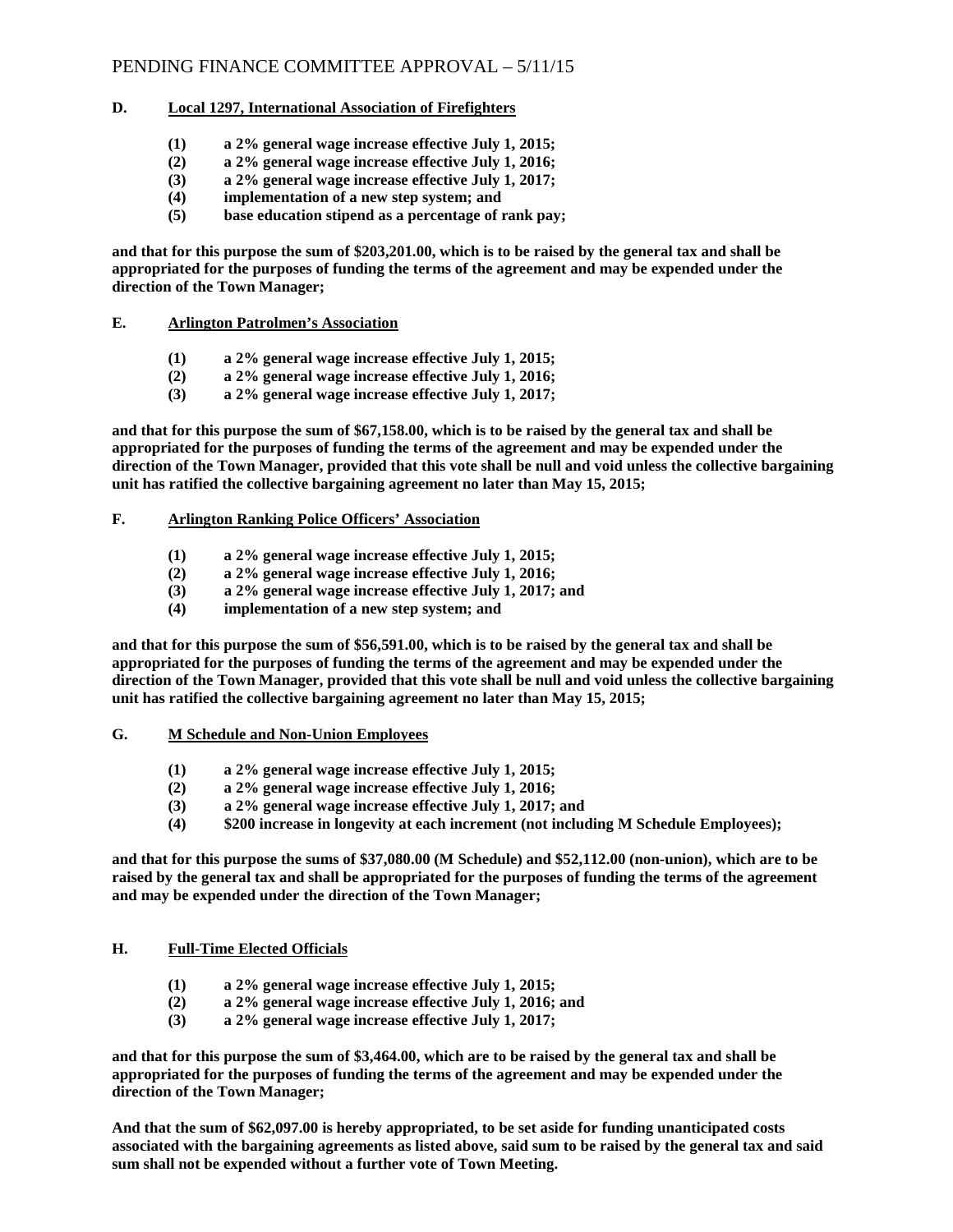PENDING FINANCE COMMITTEE APPROVAL – 5/11/15

**D. Local 1297, International Association of Firefighters**

**(1) a 2% general wage increase effective July 1, 2015;**
**(2) a 2% general wage increase effective July 1, 2016;**
**(3) a 2% general wage increase effective July 1, 2017;**
**(4) implementation of a new step system; and**
**(5) base education stipend as a percentage of rank pay;**

**and that for this purpose the sum of $203,201.00, which is to be raised by the general tax and shall be appropriated for the purposes of funding the terms of the agreement and may be expended under the direction of the Town Manager;**

**E. Arlington Patrolmen's Association**

**(1) a 2% general wage increase effective July 1, 2015;**
**(2) a 2% general wage increase effective July 1, 2016;**
**(3) a 2% general wage increase effective July 1, 2017;**

**and that for this purpose the sum of $67,158.00, which is to be raised by the general tax and shall be appropriated for the purposes of funding the terms of the agreement and may be expended under the direction of the Town Manager, provided that this vote shall be null and void unless the collective bargaining unit has ratified the collective bargaining agreement no later than May 15, 2015;**

**F. Arlington Ranking Police Officers' Association**

**(1) a 2% general wage increase effective July 1, 2015;**
**(2) a 2% general wage increase effective July 1, 2016;**
**(3) a 2% general wage increase effective July 1, 2017; and**
**(4) implementation of a new step system; and**

**and that for this purpose the sum of $56,591.00, which is to be raised by the general tax and shall be appropriated for the purposes of funding the terms of the agreement and may be expended under the direction of the Town Manager, provided that this vote shall be null and void unless the collective bargaining unit has ratified the collective bargaining agreement no later than May 15, 2015;**

**G. M Schedule and Non-Union Employees**

**(1) a 2% general wage increase effective July 1, 2015;**
**(2) a 2% general wage increase effective July 1, 2016;**
**(3) a 2% general wage increase effective July 1, 2017; and**
**(4) $200 increase in longevity at each increment (not including M Schedule Employees);**

**and that for this purpose the sums of $37,080.00 (M Schedule) and $52,112.00 (non-union), which are to be raised by the general tax and shall be appropriated for the purposes of funding the terms of the agreement and may be expended under the direction of the Town Manager;**

**H. Full-Time Elected Officials**

**(1) a 2% general wage increase effective July 1, 2015;**
**(2) a 2% general wage increase effective July 1, 2016; and**
**(3) a 2% general wage increase effective July 1, 2017;**

**and that for this purpose the sum of $3,464.00, which are to be raised by the general tax and shall be appropriated for the purposes of funding the terms of the agreement and may be expended under the direction of the Town Manager;**

**And that the sum of $62,097.00 is hereby appropriated, to be set aside for funding unanticipated costs associated with the bargaining agreements as listed above, said sum to be raised by the general tax and said sum shall not be expended without a further vote of Town Meeting.**